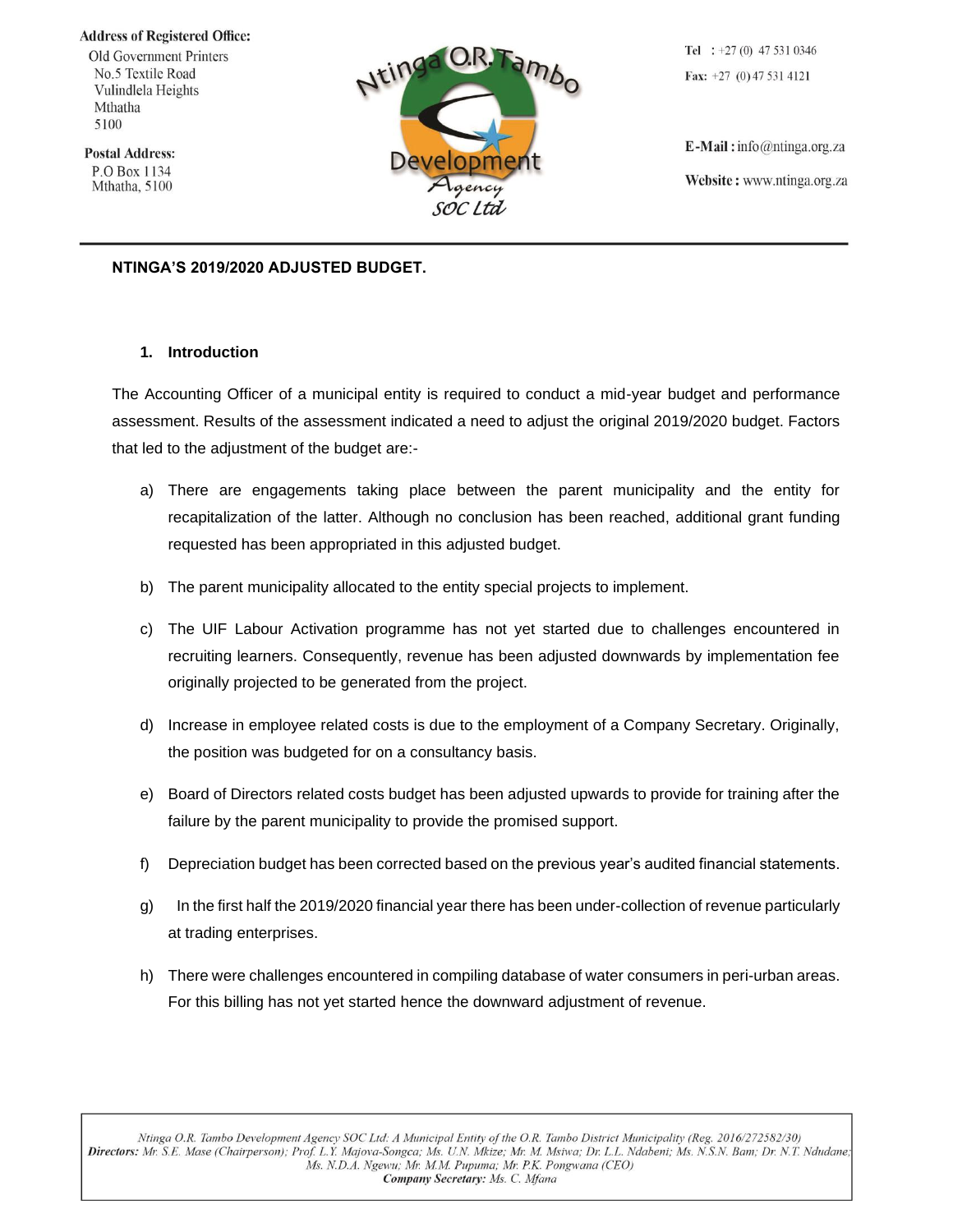**Address of Registered Office:**
Old Government Printers
No.5 Textile Road
Vulindlela Heights
Mthatha
5100

**Postal Address:**
P.O Box 1134
Mthatha, 5100

Ntinga O.R. Tambo Development Agency SOC Ltd

**Tel** : +27 (0) 47 531 0346
**Fax:** +27 (0) 47 531 4121

**E-Mail :** info@ntinga.org.za
**Website :** www.ntinga.org.za

---

**NTINGA'S 2019/2020 ADJUSTED BUDGET.**

## 1. Introduction

The Accounting Officer of a municipal entity is required to conduct a mid-year budget and performance assessment. Results of the assessment indicated a need to adjust the original 2019/2020 budget. Factors that led to the adjustment of the budget are:-

a) There are engagements taking place between the parent municipality and the entity for recapitalization of the latter. Although no conclusion has been reached, additional grant funding requested has been appropriated in this adjusted budget.

b) The parent municipality allocated to the entity special projects to implement.

c) The UIF Labour Activation programme has not yet started due to challenges encountered in recruiting learners. Consequently, revenue has been adjusted downwards by implementation fee originally projected to be generated from the project.

d) Increase in employee related costs is due to the employment of a Company Secretary. Originally, the position was budgeted for on a consultancy basis.

e) Board of Directors related costs budget has been adjusted upwards to provide for training after the failure by the parent municipality to provide the promised support.

f) Depreciation budget has been corrected based on the previous year's audited financial statements.

g) In the first half the 2019/2020 financial year there has been under-collection of revenue particularly at trading enterprises.

h) There were challenges encountered in compiling database of water consumers in peri-urban areas. For this billing has not yet started hence the downward adjustment of revenue.

*Ntinga O.R. Tambo Development Agency SOC Ltd: A Municipal Entity of the O.R. Tambo District Municipality (Reg. 2016/272582/30)*
***Directors:*** *Mr. S.E. Mase (Chairperson); Prof. L.Y. Majova-Songca; Ms. U.N. Mkize; Mr. M. Msiwa; Dr. L.L. Ndabeni; Ms. N.S.N. Bam; Dr. N.T. Ndudane; Ms. N.D.A. Ngewu; Mr. M.M. Pupuma; Mr. P.K. Pongwana (CEO)*
***Company Secretary:*** *Ms. C. Mfana*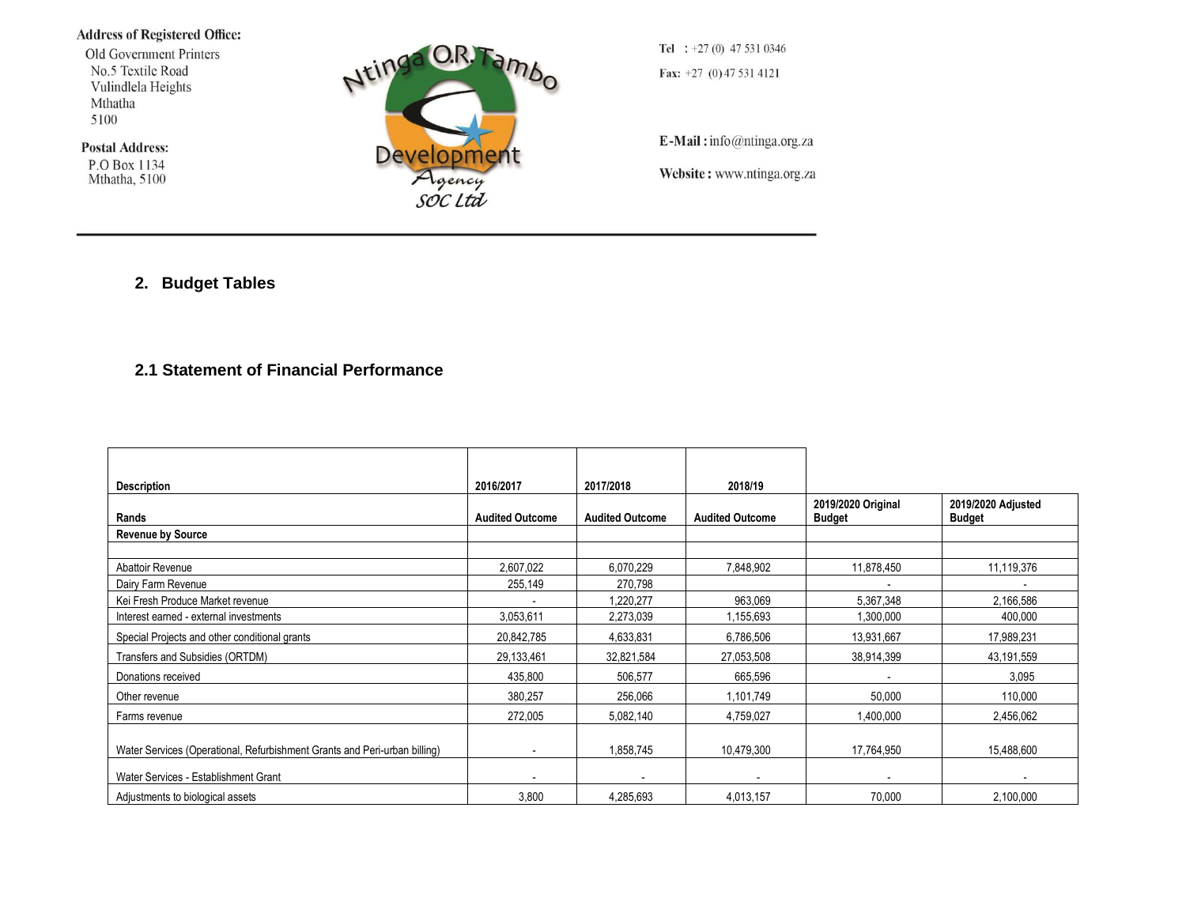Address of Registered Office:
Old Government Printers
No.5 Textile Road
Vulindlela Heights
Mthatha
5100

Postal Address:
P.O Box 1134
Mthatha, 5100

Ntinga O.R.Tambo Development Agency SOC Ltd

Tel : +27 (0) 47 531 0346
Fax: +27 (0) 47 531 4121

E-Mail : info@ntinga.org.za
Website : www.ntinga.org.za

## 2. Budget Tables

### 2.1 Statement of Financial Performance

| Description | 2016/2017 | 2017/2018 | 2018/19 | | |
|---|---|---|---|---|---|
| Rands | Audited Outcome | Audited Outcome | Audited Outcome | 2019/2020 Original Budget | 2019/2020 Adjusted Budget |
| **Revenue by Source** | | | | | |
| | | | | | |
| Abattoir Revenue | 2,607,022 | 6,070,229 | 7,848,902 | 11,878,450 | 11,119,376 |
| Dairy Farm Revenue | 255,149 | 270,798 | | - | - |
| Kei Fresh Produce Market revenue | - | 1,220,277 | 963,069 | 5,367,348 | 2,166,586 |
| Interest earned - external investments | 3,053,611 | 2,273,039 | 1,155,693 | 1,300,000 | 400,000 |
| Special Projects and other conditional grants | 20,842,785 | 4,633,831 | 6,786,506 | 13,931,667 | 17,989,231 |
| Transfers and Subsidies (ORTDM) | 29,133,461 | 32,821,584 | 27,053,508 | 38,914,399 | 43,191,559 |
| Donations received | 435,800 | 506,577 | 665,596 | - | 3,095 |
| Other revenue | 380,257 | 256,066 | 1,101,749 | 50,000 | 110,000 |
| Farms revenue | 272,005 | 5,082,140 | 4,759,027 | 1,400,000 | 2,456,062 |
| Water Services (Operational, Refurbishment Grants and Peri-urban billing) | - | 1,858,745 | 10,479,300 | 17,764,950 | 15,488,600 |
| Water Services - Establishment Grant | - | - | - | - | - |
| Adjustments to biological assets | 3,800 | 4,285,693 | 4,013,157 | 70,000 | 2,100,000 |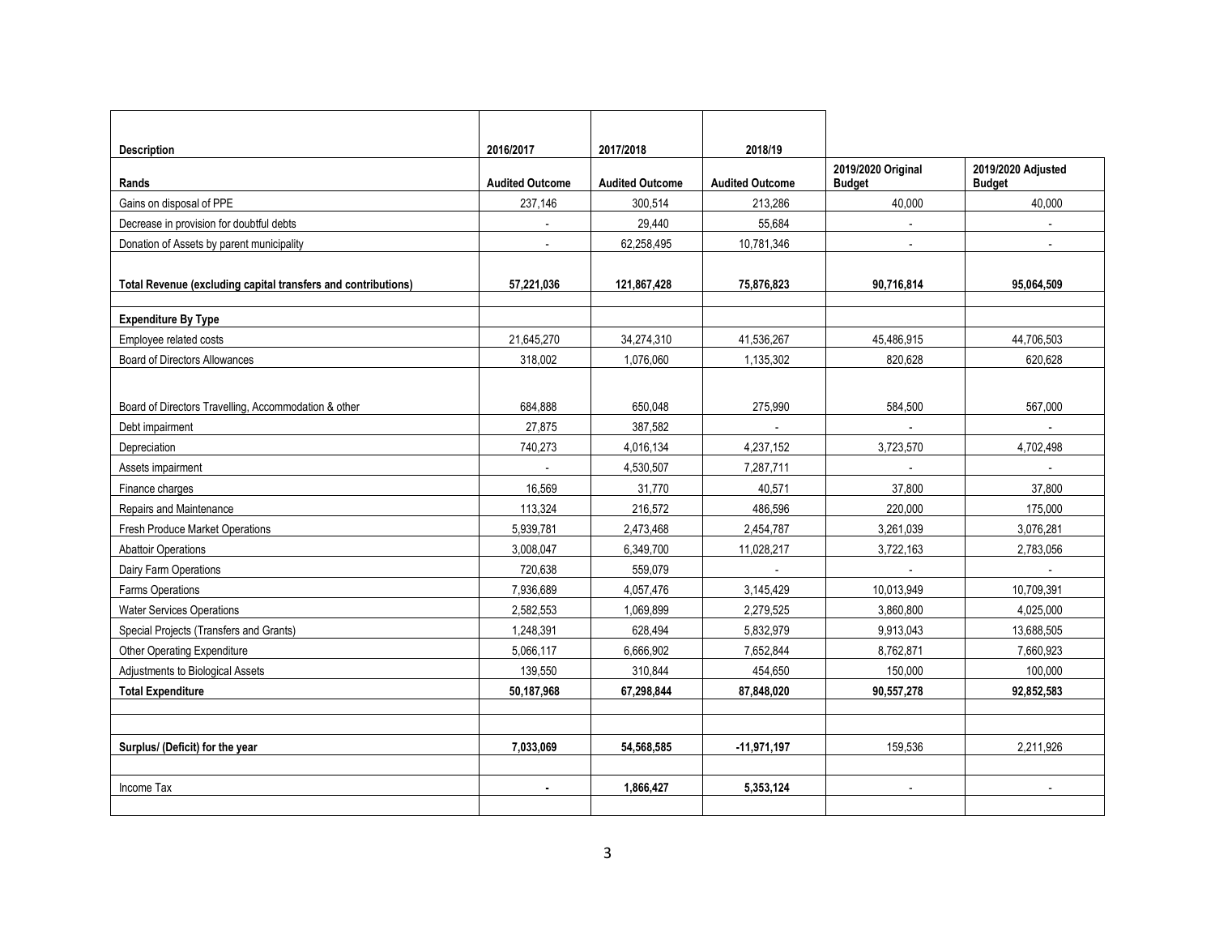| Description | 2016/2017 | 2017/2018 | 2018/19 | | |
|---|---|---|---|---|---|
| Rands | Audited Outcome | Audited Outcome | Audited Outcome | 2019/2020 Original Budget | 2019/2020 Adjusted Budget |
| Gains on disposal of PPE | 237,146 | 300,514 | 213,286 | 40,000 | 40,000 |
| Decrease in provision for doubtful debts | - | 29,440 | 55,684 | - | - |
| Donation of Assets by parent municipality | - | 62,258,495 | 10,781,346 | - | - |
| **Total Revenue (excluding capital transfers and contributions)** | **57,221,036** | **121,867,428** | **75,876,823** | **90,716,814** | **95,064,509** |
| | | | | | |
| **Expenditure By Type** | | | | | |
| Employee related costs | 21,645,270 | 34,274,310 | 41,536,267 | 45,486,915 | 44,706,503 |
| Board of Directors Allowances | 318,002 | 1,076,060 | 1,135,302 | 820,628 | 620,628 |
| Board of Directors Travelling, Accommodation & other | 684,888 | 650,048 | 275,990 | 584,500 | 567,000 |
| Debt impairment | 27,875 | 387,582 | - | - | - |
| Depreciation | 740,273 | 4,016,134 | 4,237,152 | 3,723,570 | 4,702,498 |
| Assets impairment | - | 4,530,507 | 7,287,711 | - | - |
| Finance charges | 16,569 | 31,770 | 40,571 | 37,800 | 37,800 |
| Repairs and Maintenance | 113,324 | 216,572 | 486,596 | 220,000 | 175,000 |
| Fresh Produce Market Operations | 5,939,781 | 2,473,468 | 2,454,787 | 3,261,039 | 3,076,281 |
| Abattoir Operations | 3,008,047 | 6,349,700 | 11,028,217 | 3,722,163 | 2,783,056 |
| Dairy Farm Operations | 720,638 | 559,079 | - | - | - |
| Farms Operations | 7,936,689 | 4,057,476 | 3,145,429 | 10,013,949 | 10,709,391 |
| Water Services Operations | 2,582,553 | 1,069,899 | 2,279,525 | 3,860,800 | 4,025,000 |
| Special Projects (Transfers and Grants) | 1,248,391 | 628,494 | 5,832,979 | 9,913,043 | 13,688,505 |
| Other Operating Expenditure | 5,066,117 | 6,666,902 | 7,652,844 | 8,762,871 | 7,660,923 |
| Adjustments to Biological Assets | 139,550 | 310,844 | 454,650 | 150,000 | 100,000 |
| **Total Expenditure** | **50,187,968** | **67,298,844** | **87,848,020** | **90,557,278** | **92,852,583** |
| | | | | | |
| | | | | | |
| **Surplus/ (Deficit) for the year** | **7,033,069** | **54,568,585** | **-11,971,197** | 159,536 | 2,211,926 |
| | | | | | |
| Income Tax | **-** | **1,866,427** | **5,353,124** | - | - |
| | | | | | |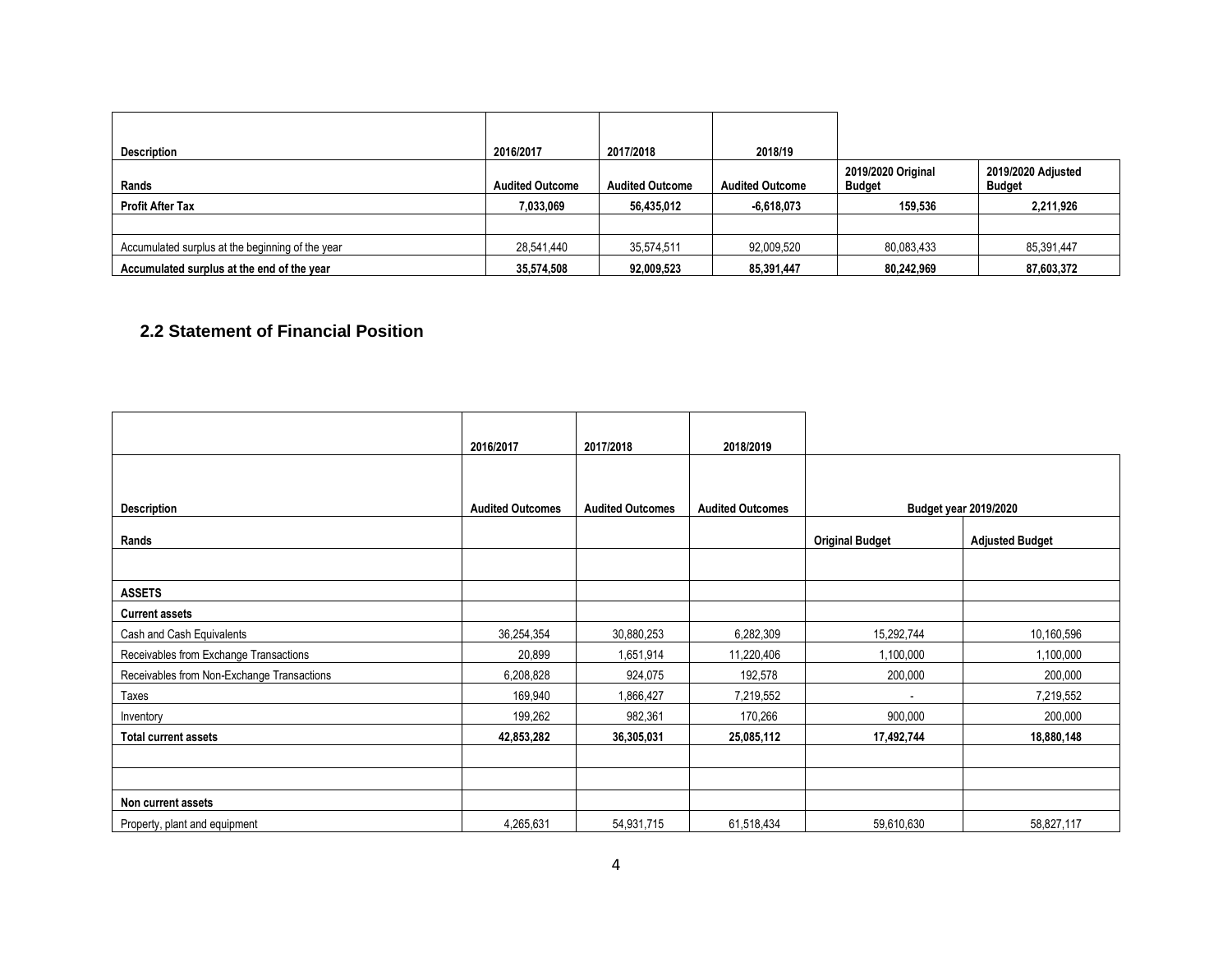| Description | 2016/2017 | 2017/2018 | 2018/19 | | |
|---|---|---|---|---|---|
| Rands | Audited Outcome | Audited Outcome | Audited Outcome | 2019/2020 Original Budget | 2019/2020 Adjusted Budget |
| **Profit After Tax** | **7,033,069** | **56,435,012** | **-6,618,073** | **159,536** | **2,211,926** |
| | | | | | |
| Accumulated surplus at the beginning of the year | 28,541,440 | 35,574,511 | 92,009,520 | 80,083,433 | 85,391,447 |
| **Accumulated surplus at the end of the year** | **35,574,508** | **92,009,523** | **85,391,447** | **80,242,969** | **87,603,372** |

## 2.2 Statement of Financial Position

| | 2016/2017 | 2017/2018 | 2018/2019 | | |
|---|---|---|---|---|---|
| **Description** | **Audited Outcomes** | **Audited Outcomes** | **Audited Outcomes** | **Budget year 2019/2020** | |
| **Rands** | | | | **Original Budget** | **Adjusted Budget** |
| | | | | | |
| **ASSETS** | | | | | |
| **Current assets** | | | | | |
| Cash and Cash Equivalents | 36,254,354 | 30,880,253 | 6,282,309 | 15,292,744 | 10,160,596 |
| Receivables from Exchange Transactions | 20,899 | 1,651,914 | 11,220,406 | 1,100,000 | 1,100,000 |
| Receivables from Non-Exchange Transactions | 6,208,828 | 924,075 | 192,578 | 200,000 | 200,000 |
| Taxes | 169,940 | 1,866,427 | 7,219,552 | - | 7,219,552 |
| Inventory | 199,262 | 982,361 | 170,266 | 900,000 | 200,000 |
| **Total current assets** | **42,853,282** | **36,305,031** | **25,085,112** | **17,492,744** | **18,880,148** |
| | | | | | |
| | | | | | |
| **Non current assets** | | | | | |
| Property, plant and equipment | 4,265,631 | 54,931,715 | 61,518,434 | 59,610,630 | 58,827,117 |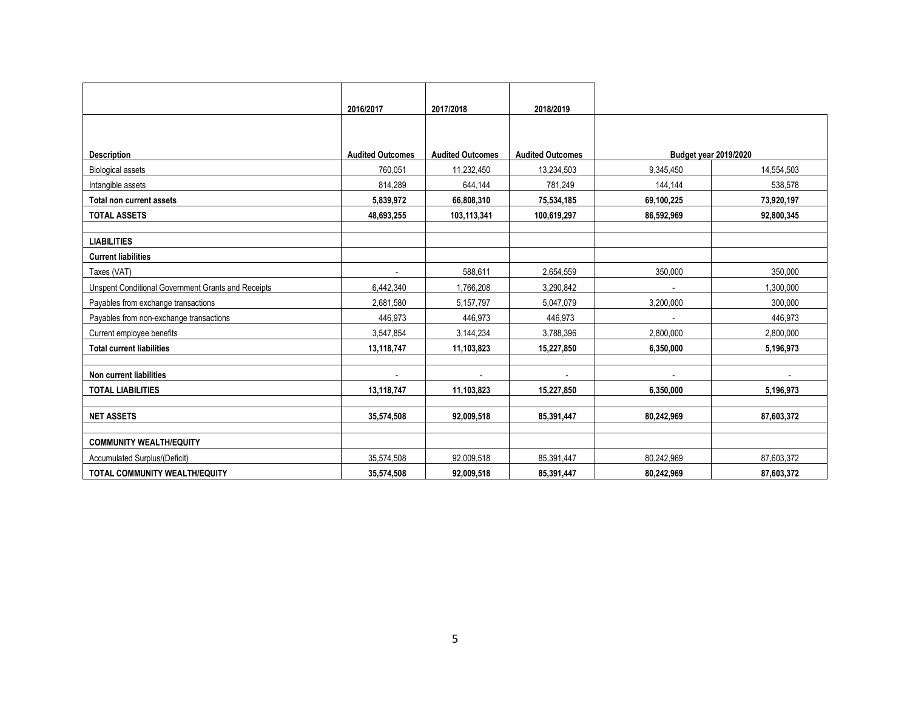| | 2016/2017 | 2017/2018 | 2018/2019 | | |
|---|---|---|---|---|---|
| **Description** | **Audited Outcomes** | **Audited Outcomes** | **Audited Outcomes** | **Budget year 2019/2020** | |
| Biological assets | 760,051 | 11,232,450 | 13,234,503 | 9,345,450 | 14,554,503 |
| Intangible assets | 814,289 | 644,144 | 781,249 | 144,144 | 538,578 |
| **Total non current assets** | **5,839,972** | **66,808,310** | **75,534,185** | **69,100,225** | **73,920,197** |
| **TOTAL ASSETS** | **48,693,255** | **103,113,341** | **100,619,297** | **86,592,969** | **92,800,345** |
| | | | | | |
| **LIABILITIES** | | | | | |
| **Current liabilities** | | | | | |
| Taxes (VAT) | - | 588,611 | 2,654,559 | 350,000 | 350,000 |
| Unspent Conditional Government Grants and Receipts | 6,442,340 | 1,766,208 | 3,290,842 | - | 1,300,000 |
| Payables from exchange transactions | 2,681,580 | 5,157,797 | 5,047,079 | 3,200,000 | 300,000 |
| Payables from non-exchange transactions | 446,973 | 446,973 | 446,973 | - | 446,973 |
| Current employee benefits | 3,547,854 | 3,144,234 | 3,788,396 | 2,800,000 | 2,800,000 |
| **Total current liabilities** | **13,118,747** | **11,103,823** | **15,227,850** | **6,350,000** | **5,196,973** |
| | | | | | |
| **Non current liabilities** | - | - | - | - | - |
| **TOTAL LIABILITIES** | **13,118,747** | **11,103,823** | **15,227,850** | **6,350,000** | **5,196,973** |
| | | | | | |
| **NET ASSETS** | **35,574,508** | **92,009,518** | **85,391,447** | **80,242,969** | **87,603,372** |
| | | | | | |
| **COMMUNITY WEALTH/EQUITY** | | | | | |
| Accumulated Surplus/(Deficit) | 35,574,508 | 92,009,518 | 85,391,447 | 80,242,969 | 87,603,372 |
| **TOTAL COMMUNITY WEALTH/EQUITY** | **35,574,508** | **92,009,518** | **85,391,447** | **80,242,969** | **87,603,372** |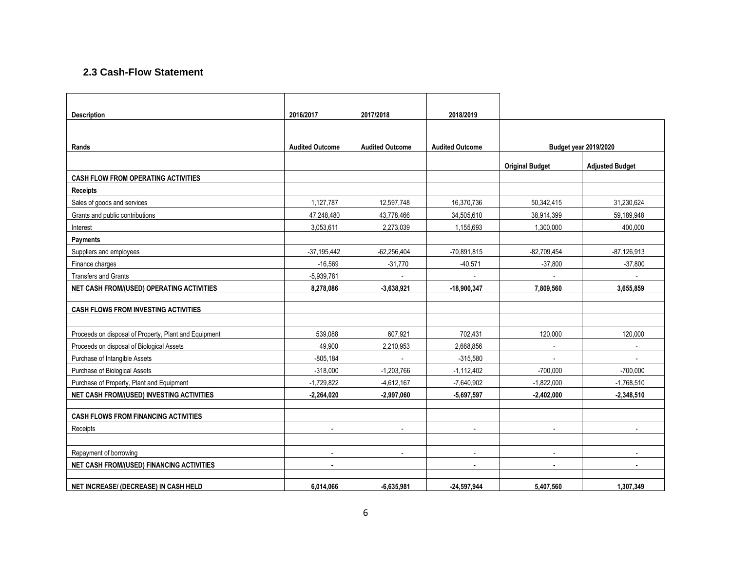## 2.3 Cash-Flow Statement

| Description | 2016/2017 | 2017/2018 | 2018/2019 | Budget year 2019/2020 | |
|---|---|---|---|---|---|
| Rands | Audited Outcome | Audited Outcome | Audited Outcome | Original Budget | Adjusted Budget |
| **CASH FLOW FROM OPERATING ACTIVITIES** | | | | | |
| **Receipts** | | | | | |
| Sales of goods and services | 1,127,787 | 12,597,748 | 16,370,736 | 50,342,415 | 31,230,624 |
| Grants and public contributions | 47,248,480 | 43,778,466 | 34,505,610 | 38,914,399 | 59,189,948 |
| Interest | 3,053,611 | 2,273,039 | 1,155,693 | 1,300,000 | 400,000 |
| **Payments** | | | | | |
| Suppliers and employees | -37,195,442 | -62,256,404 | -70,891,815 | -82,709,454 | -87,126,913 |
| Finance charges | -16,569 | -31,770 | -40,571 | -37,800 | -37,800 |
| Transfers and Grants | -5,939,781 | - | - | - | - |
| **NET CASH FROM/(USED) OPERATING ACTIVITIES** | **8,278,086** | **-3,638,921** | **-18,900,347** | **7,809,560** | **3,655,859** |
| | | | | | |
| **CASH FLOWS FROM INVESTING ACTIVITIES** | | | | | |
| | | | | | |
| Proceeds on disposal of Property, Plant and Equipment | 539,088 | 607,921 | 702,431 | 120,000 | 120,000 |
| Proceeds on disposal of Biological Assets | 49,900 | 2,210,953 | 2,668,856 | - | - |
| Purchase of Intangible Assets | -805,184 | - | -315,580 | - | - |
| Purchase of Biological Assets | -318,000 | -1,203,766 | -1,112,402 | -700,000 | -700,000 |
| Purchase of Property, Plant and Equipment | -1,729,822 | -4,612,167 | -7,640,902 | -1,822,000 | -1,768,510 |
| **NET CASH FROM/(USED) INVESTING ACTIVITIES** | **-2,264,020** | **-2,997,060** | **-5,697,597** | **-2,402,000** | **-2,348,510** |
| | | | | | |
| **CASH FLOWS FROM FINANCING ACTIVITIES** | | | | | |
| Receipts | - | - | - | - | - |
| | | | | | |
| Repayment of borrowing | - | - | - | - | - |
| **NET CASH FROM/(USED) FINANCING ACTIVITIES** | **-** | | **-** | **-** | **-** |
| | | | | | |
| **NET INCREASE/ (DECREASE) IN CASH HELD** | **6,014,066** | **-6,635,981** | **-24,597,944** | **5,407,560** | **1,307,349** |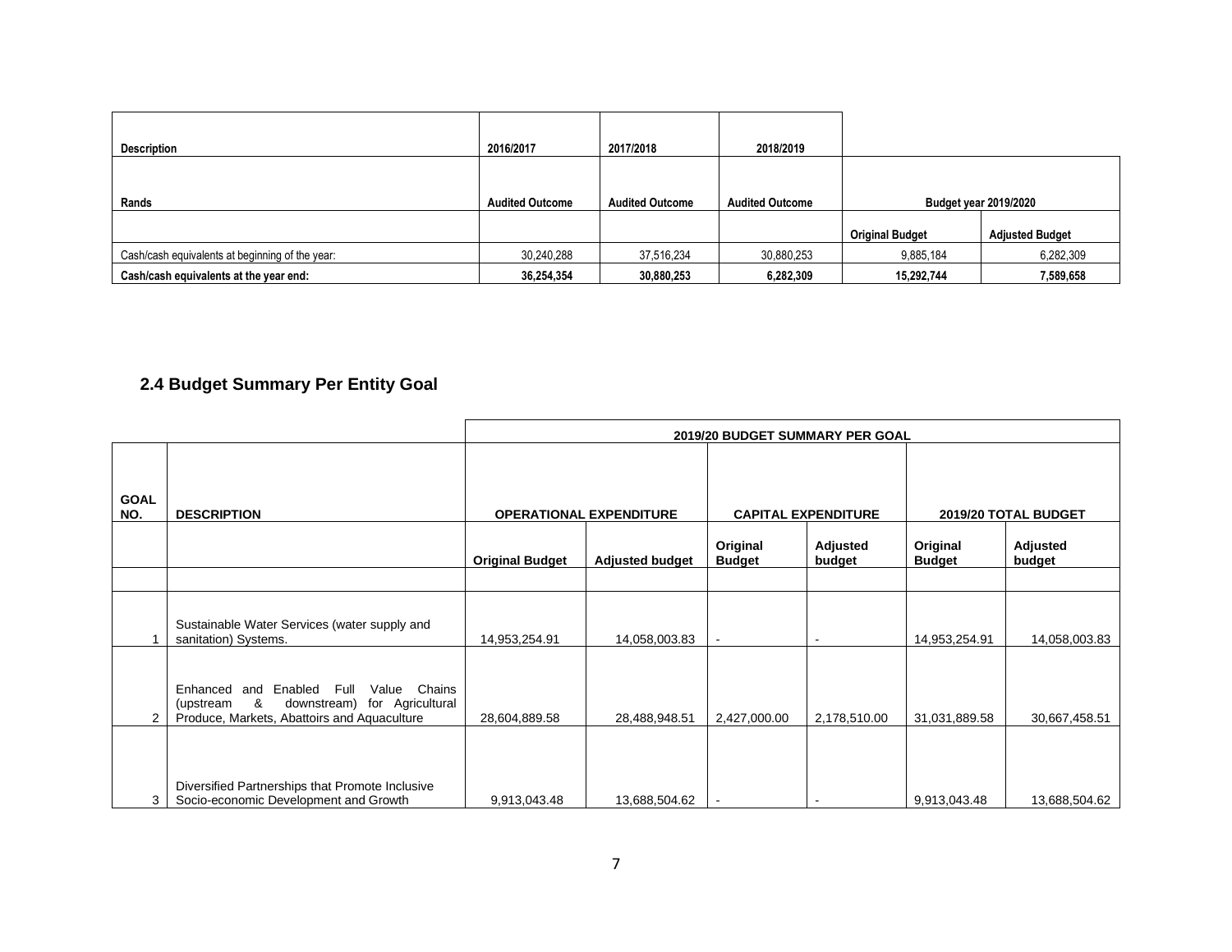| Description | 2016/2017 | 2017/2018 | 2018/2019 | | |
|---|---|---|---|---|---|
| Rands | Audited Outcome | Audited Outcome | Audited Outcome | Budget year 2019/2020 | |
| | | | | Original Budget | Adjusted Budget |
| Cash/cash equivalents at beginning of the year: | 30,240,288 | 37,516,234 | 30,880,253 | 9,885,184 | 6,282,309 |
| **Cash/cash equivalents at the year end:** | **36,254,354** | **30,880,253** | **6,282,309** | **15,292,744** | **7,589,658** |

## 2.4 Budget Summary Per Entity Goal

| | | 2019/20 BUDGET SUMMARY PER GOAL | | | | | |
|---|---|---|---|---|---|---|---|
| **GOAL NO.** | **DESCRIPTION** | **OPERATIONAL EXPENDITURE** | | **CAPITAL EXPENDITURE** | | **2019/20 TOTAL BUDGET** | |
| | | **Original Budget** | **Adjusted budget** | **Original Budget** | **Adjusted budget** | **Original Budget** | **Adjusted budget** |
| | | | | | | | |
| 1 | Sustainable Water Services (water supply and sanitation) Systems. | 14,953,254.91 | 14,058,003.83 | - | - | 14,953,254.91 | 14,058,003.83 |
| 2 | Enhanced and Enabled Full Value Chains (upstream & downstream) for Agricultural Produce, Markets, Abattoirs and Aquaculture | 28,604,889.58 | 28,488,948.51 | 2,427,000.00 | 2,178,510.00 | 31,031,889.58 | 30,667,458.51 |
| 3 | Diversified Partnerships that Promote Inclusive Socio-economic Development and Growth | 9,913,043.48 | 13,688,504.62 | - | - | 9,913,043.48 | 13,688,504.62 |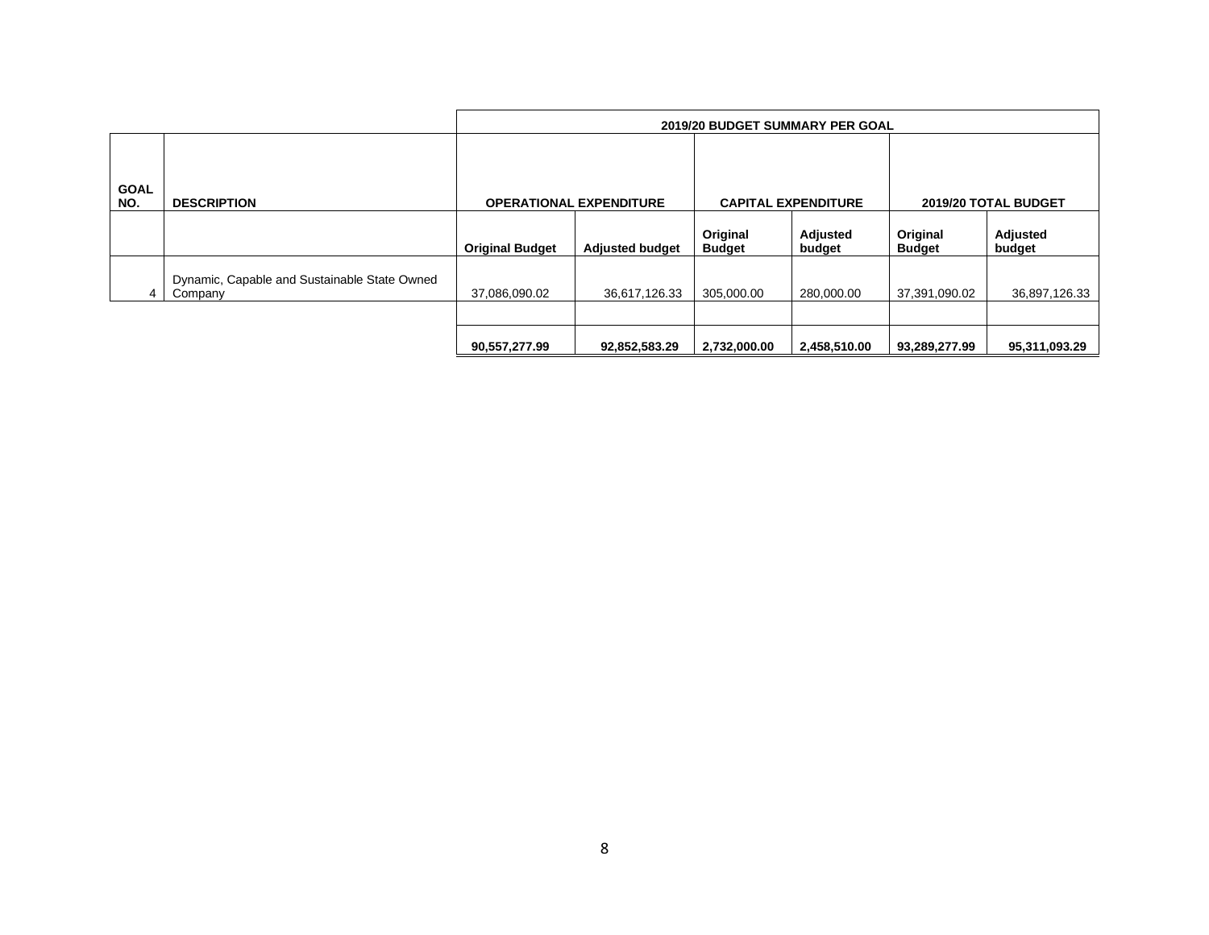| | | 2019/20 BUDGET SUMMARY PER GOAL | | | | | |
|---|---|---|---|---|---|---|---|
| GOAL NO. | DESCRIPTION | OPERATIONAL EXPENDITURE | | CAPITAL EXPENDITURE | | 2019/20 TOTAL BUDGET | |
| | | Original Budget | Adjusted budget | Original Budget | Adjusted budget | Original Budget | Adjusted budget |
| 4 | Dynamic, Capable and Sustainable State Owned Company | 37,086,090.02 | 36,617,126.33 | 305,000.00 | 280,000.00 | 37,391,090.02 | 36,897,126.33 |
| | | | | | | | |
| | | **90,557,277.99** | **92,852,583.29** | **2,732,000.00** | **2,458,510.00** | **93,289,277.99** | **95,311,093.29** |